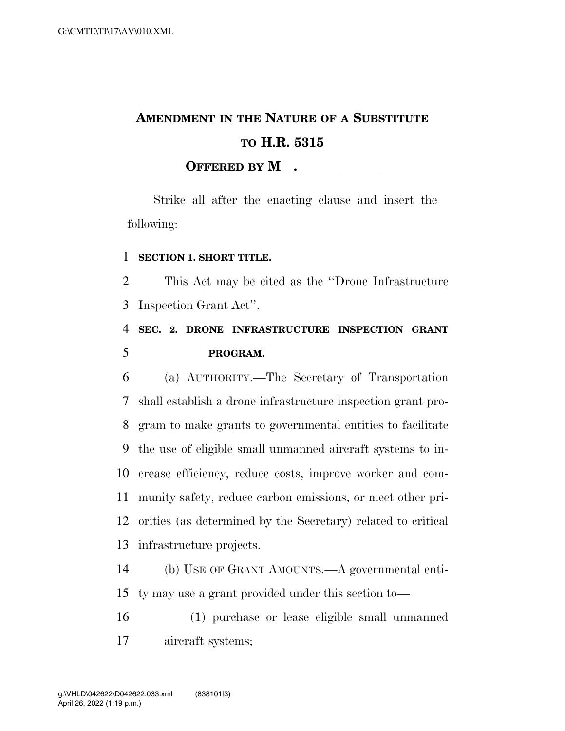# AMENDMENT IN THE NATURE OF A SUBSTITUTE TO H.R. 5315

## OFFERED BY M\_\_. \_\_\_\_\_\_\_\_\_\_\_\_

Strike all after the enacting clause and insert the following:

**SECTION 1. SHORT TITLE.**

This Act may be cited as the "Drone Infrastructure Inspection Grant Act".

**SEC. 2. DRONE INFRASTRUCTURE INSPECTION GRANT PROGRAM.**

(a) AUTHORITY.—The Secretary of Transportation shall establish a drone infrastructure inspection grant program to make grants to governmental entities to facilitate the use of eligible small unmanned aircraft systems to increase efficiency, reduce costs, improve worker and community safety, reduce carbon emissions, or meet other priorities (as determined by the Secretary) related to critical infrastructure projects.

(b) USE OF GRANT AMOUNTS.—A governmental entity may use a grant provided under this section to—

(1) purchase or lease eligible small unmanned aircraft systems;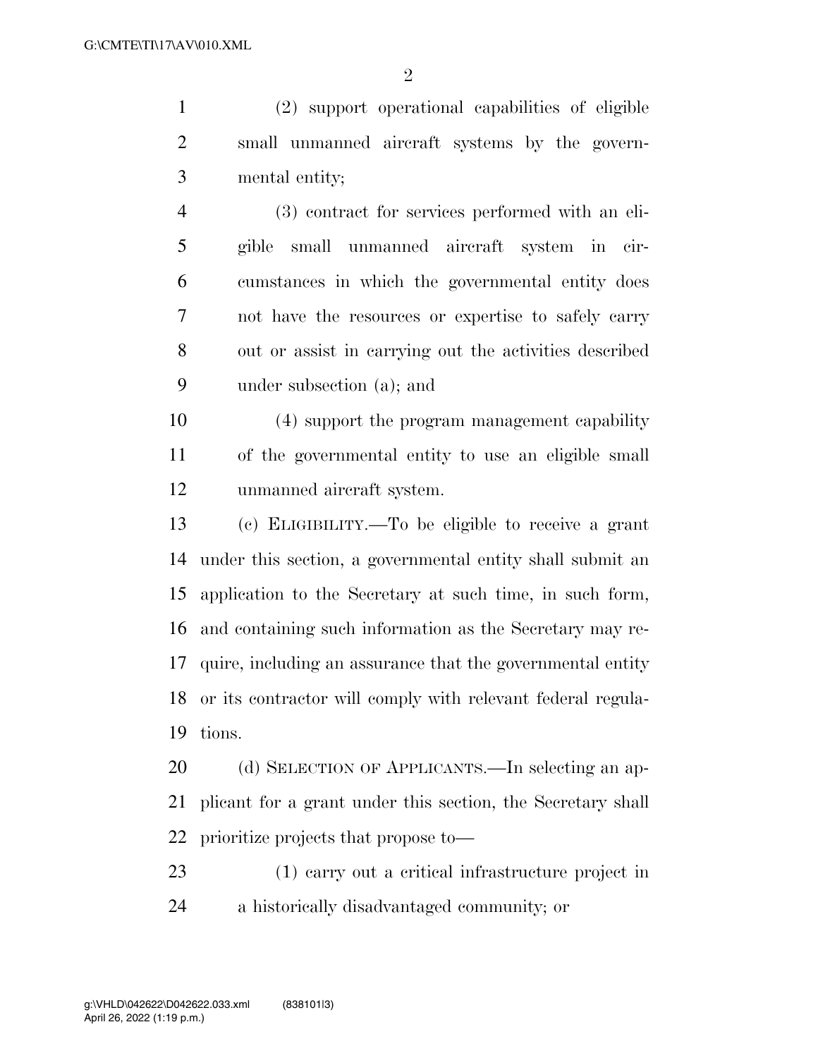(2) support operational capabilities of eligible small unmanned aircraft systems by the governmental entity;

(3) contract for services performed with an eligible small unmanned aircraft system in circumstances in which the governmental entity does not have the resources or expertise to safely carry out or assist in carrying out the activities described under subsection (a); and

(4) support the program management capability of the governmental entity to use an eligible small unmanned aircraft system.

(c) ELIGIBILITY.—To be eligible to receive a grant under this section, a governmental entity shall submit an application to the Secretary at such time, in such form, and containing such information as the Secretary may require, including an assurance that the governmental entity or its contractor will comply with relevant federal regulations.

(d) SELECTION OF APPLICANTS.—In selecting an applicant for a grant under this section, the Secretary shall prioritize projects that propose to—

(1) carry out a critical infrastructure project in a historically disadvantaged community; or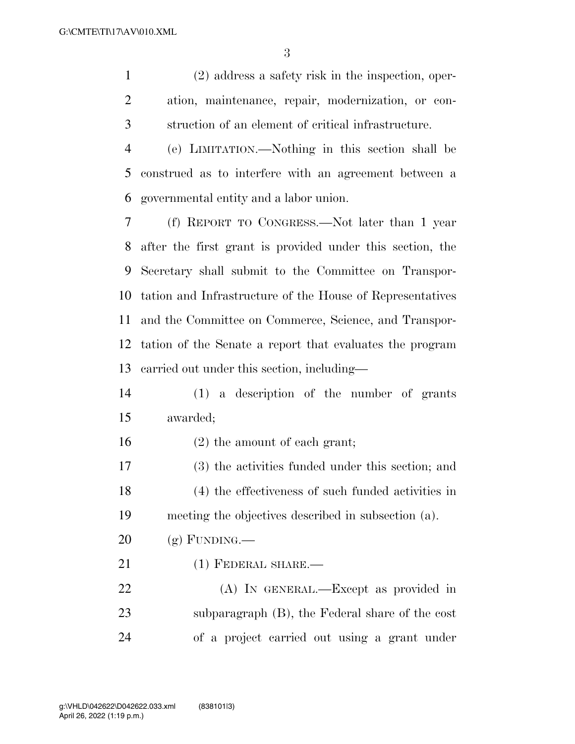(2) address a safety risk in the inspection, operation, maintenance, repair, modernization, or construction of an element of critical infrastructure.

(e) LIMITATION.—Nothing in this section shall be construed as to interfere with an agreement between a governmental entity and a labor union.

(f) REPORT TO CONGRESS.—Not later than 1 year after the first grant is provided under this section, the Secretary shall submit to the Committee on Transportation and Infrastructure of the House of Representatives and the Committee on Commerce, Science, and Transportation of the Senate a report that evaluates the program carried out under this section, including—

(1) a description of the number of grants awarded;

(2) the amount of each grant;

(3) the activities funded under this section; and

(4) the effectiveness of such funded activities in meeting the objectives described in subsection (a).

(g) FUNDING.—

(1) FEDERAL SHARE.—

(A) IN GENERAL.—Except as provided in subparagraph (B), the Federal share of the cost of a project carried out using a grant under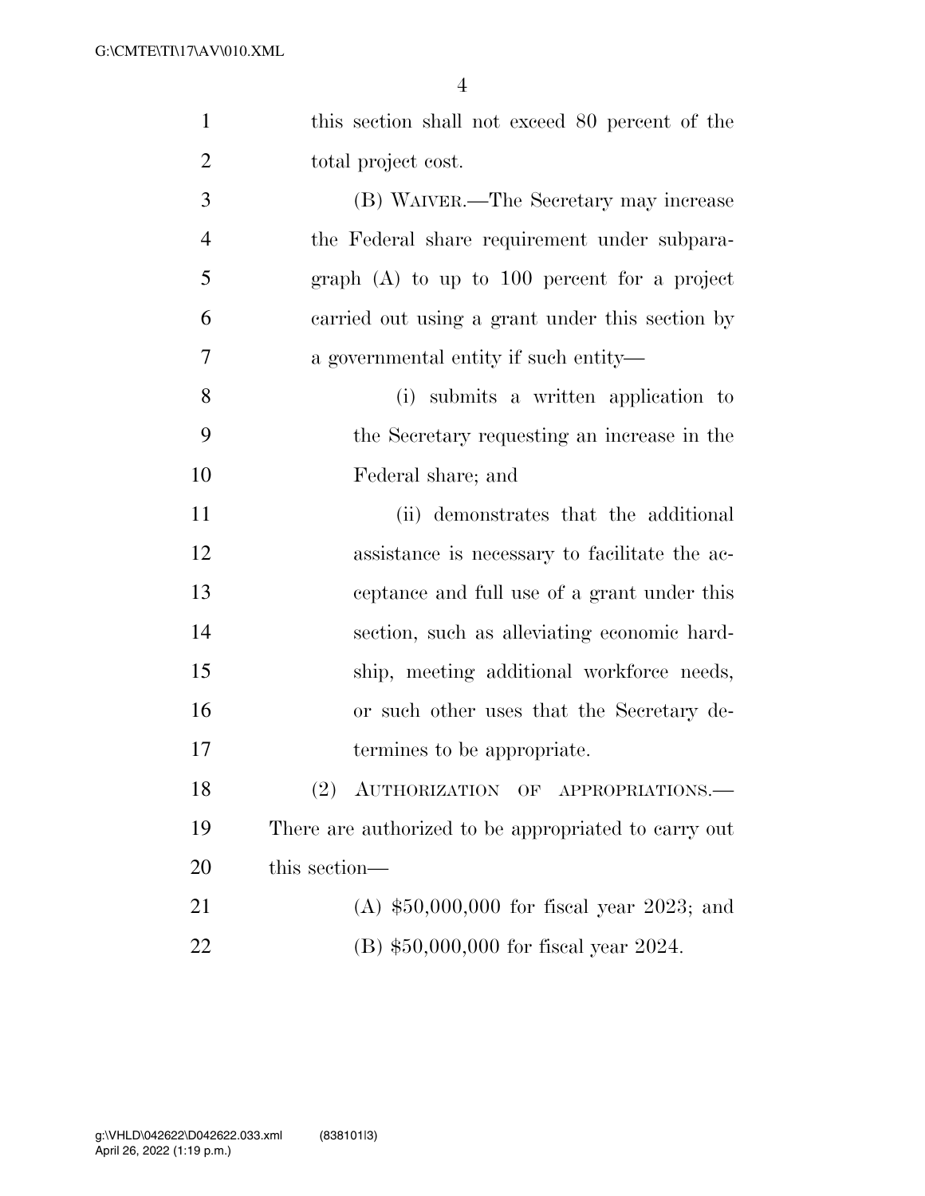this section shall not exceed 80 percent of the total project cost.

(B) WAIVER.—The Secretary may increase the Federal share requirement under subparagraph (A) to up to 100 percent for a project carried out using a grant under this section by a governmental entity if such entity—

(i) submits a written application to the Secretary requesting an increase in the Federal share; and

(ii) demonstrates that the additional assistance is necessary to facilitate the acceptance and full use of a grant under this section, such as alleviating economic hardship, meeting additional workforce needs, or such other uses that the Secretary determines to be appropriate.

(2) AUTHORIZATION OF APPROPRIATIONS.—There are authorized to be appropriated to carry out this section—

(A) $50,000,000 for fiscal year 2023; and

(B) $50,000,000 for fiscal year 2024.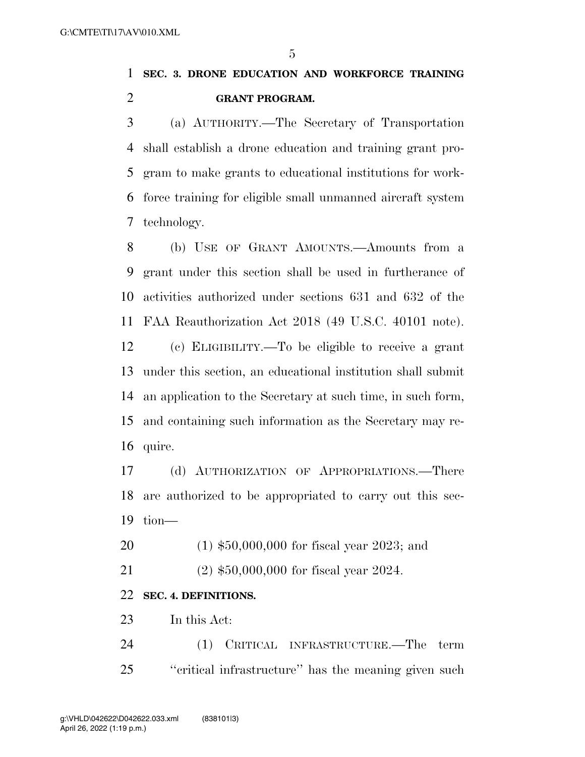## SEC. 3. DRONE EDUCATION AND WORKFORCE TRAINING GRANT PROGRAM.

(a) AUTHORITY.—The Secretary of Transportation shall establish a drone education and training grant program to make grants to educational institutions for workforce training for eligible small unmanned aircraft system technology.

(b) USE OF GRANT AMOUNTS.—Amounts from a grant under this section shall be used in furtherance of activities authorized under sections 631 and 632 of the FAA Reauthorization Act 2018 (49 U.S.C. 40101 note).

(c) ELIGIBILITY.—To be eligible to receive a grant under this section, an educational institution shall submit an application to the Secretary at such time, in such form, and containing such information as the Secretary may require.

(d) AUTHORIZATION OF APPROPRIATIONS.—There are authorized to be appropriated to carry out this section—

(1) $50,000,000 for fiscal year 2023; and

(2) $50,000,000 for fiscal year 2024.

## SEC. 4. DEFINITIONS.

In this Act:

(1) CRITICAL INFRASTRUCTURE.—The term ''critical infrastructure'' has the meaning given such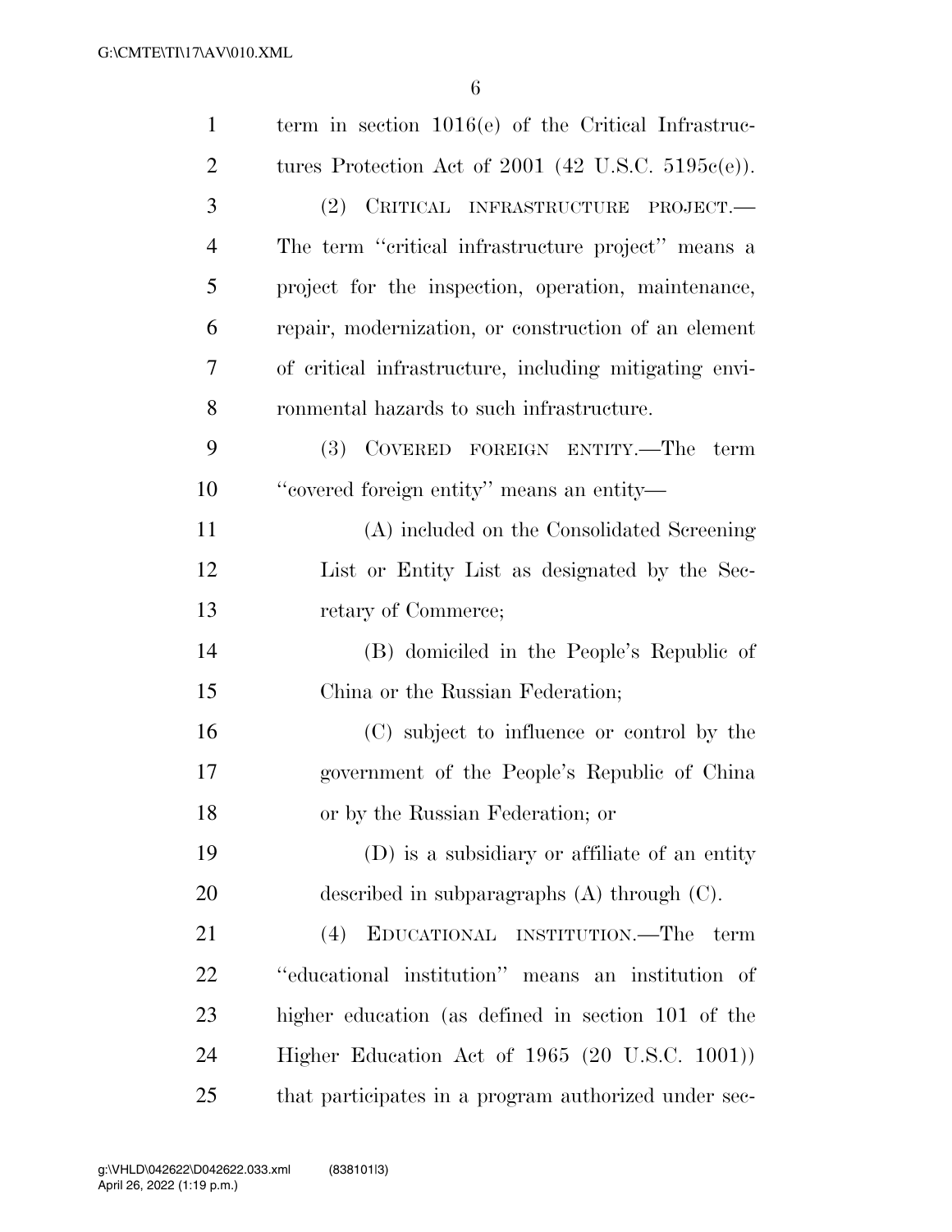term in section 1016(e) of the Critical Infrastructures Protection Act of 2001 (42 U.S.C. 5195c(e)).

(2) CRITICAL INFRASTRUCTURE PROJECT.—The term ''critical infrastructure project'' means a project for the inspection, operation, maintenance, repair, modernization, or construction of an element of critical infrastructure, including mitigating environmental hazards to such infrastructure.

(3) COVERED FOREIGN ENTITY.—The term ''covered foreign entity'' means an entity—

(A) included on the Consolidated Screening List or Entity List as designated by the Secretary of Commerce;

(B) domiciled in the People's Republic of China or the Russian Federation;

(C) subject to influence or control by the government of the People's Republic of China or by the Russian Federation; or

(D) is a subsidiary or affiliate of an entity described in subparagraphs (A) through (C).

(4) EDUCATIONAL INSTITUTION.—The term ''educational institution'' means an institution of higher education (as defined in section 101 of the Higher Education Act of 1965 (20 U.S.C. 1001)) that participates in a program authorized under sec-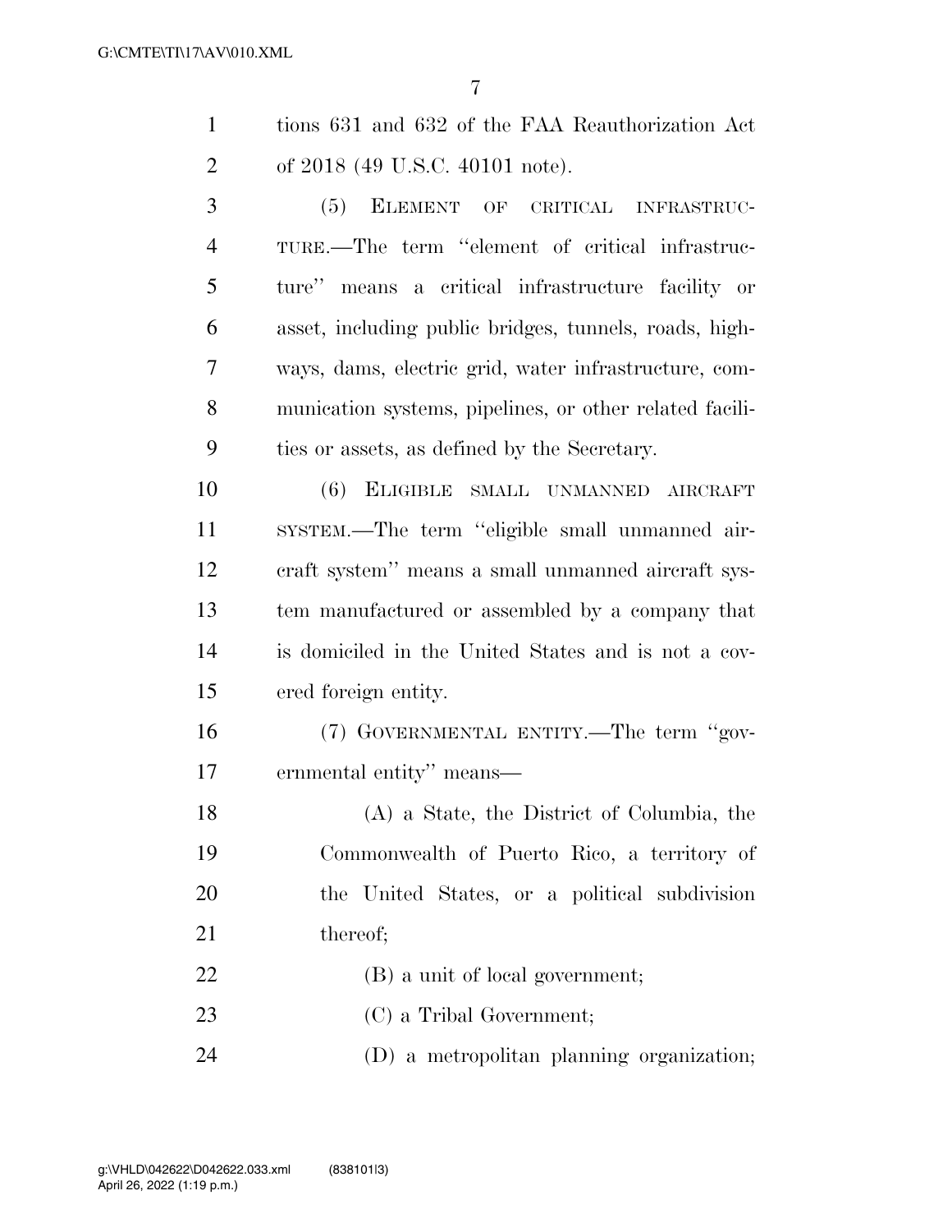tions 631 and 632 of the FAA Reauthorization Act of 2018 (49 U.S.C. 40101 note).

(5) ELEMENT OF CRITICAL INFRASTRUCTURE.—The term ''element of critical infrastructure'' means a critical infrastructure facility or asset, including public bridges, tunnels, roads, highways, dams, electric grid, water infrastructure, communication systems, pipelines, or other related facilities or assets, as defined by the Secretary.

(6) ELIGIBLE SMALL UNMANNED AIRCRAFT SYSTEM.—The term ''eligible small unmanned aircraft system'' means a small unmanned aircraft system manufactured or assembled by a company that is domiciled in the United States and is not a covered foreign entity.

(7) GOVERNMENTAL ENTITY.—The term ''governmental entity'' means—

(A) a State, the District of Columbia, the Commonwealth of Puerto Rico, a territory of the United States, or a political subdivision thereof;

(B) a unit of local government;

(C) a Tribal Government;

(D) a metropolitan planning organization;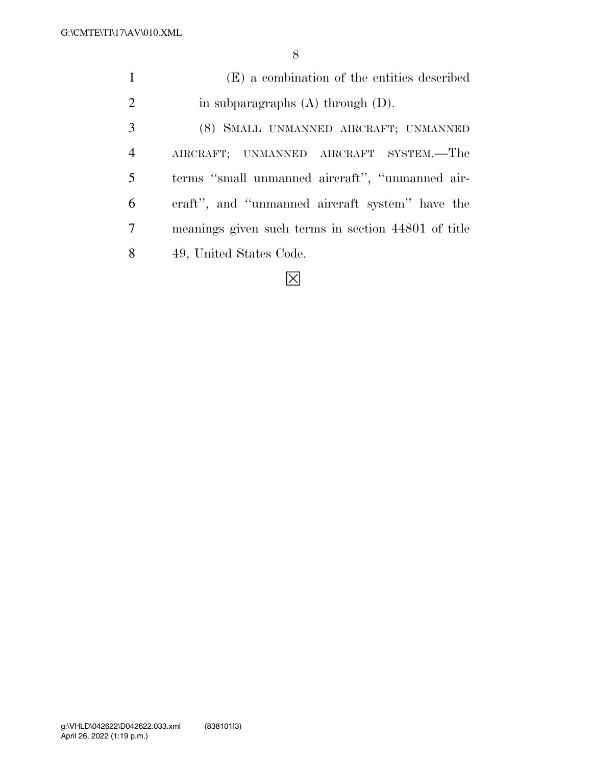(E) a combination of the entities described in subparagraphs (A) through (D).

(8) SMALL UNMANNED AIRCRAFT; UNMANNED AIRCRAFT; UNMANNED AIRCRAFT SYSTEM.—The terms "small unmanned aircraft", "unmanned aircraft", and "unmanned aircraft system" have the meanings given such terms in section 44801 of title 49, United States Code.

☒